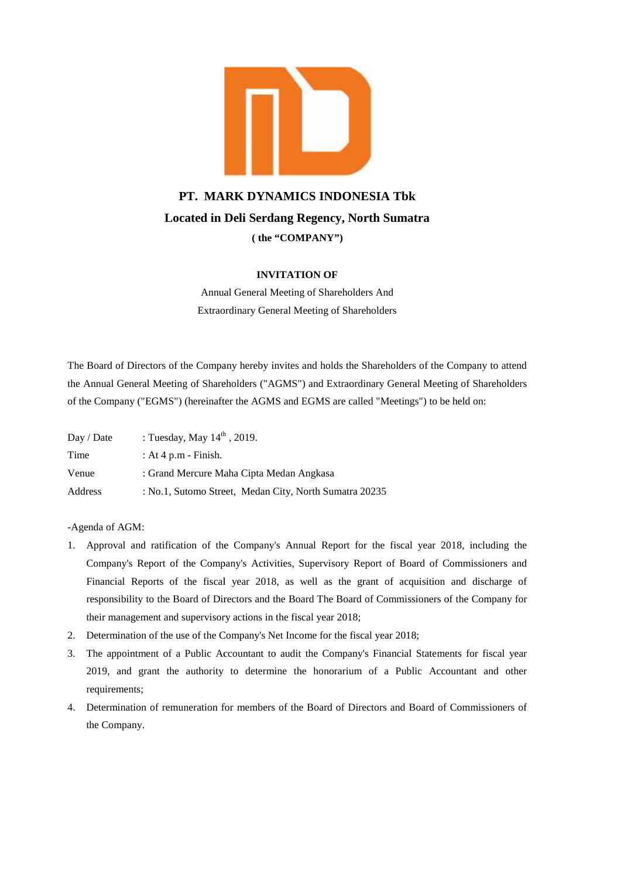# PT. MARK DYNAMICS INDONESIA Tbk

## Located in Deli Serdang Regency, North Sumatra

**( the "COMPANY")**

**INVITATION OF**

Annual General Meeting of Shareholders And
Extraordinary General Meeting of Shareholders

The Board of Directors of the Company hereby invites and holds the Shareholders of the Company to attend the Annual General Meeting of Shareholders ("AGMS") and Extraordinary General Meeting of Shareholders of the Company ("EGMS") (hereinafter the AGMS and EGMS are called "Meetings") to be held on:

| | |
|---|---|
| Day / Date | : Tuesday, May 14th , 2019. |
| Time | : At 4 p.m - Finish. |
| Venue | : Grand Mercure Maha Cipta Medan Angkasa |
| Address | : No.1, Sutomo Street, Medan City, North Sumatra 20235 |

-Agenda of AGM:

1. Approval and ratification of the Company's Annual Report for the fiscal year 2018, including the Company's Report of the Company's Activities, Supervisory Report of Board of Commissioners and Financial Reports of the fiscal year 2018, as well as the grant of acquisition and discharge of responsibility to the Board of Directors and the Board The Board of Commissioners of the Company for their management and supervisory actions in the fiscal year 2018;
2. Determination of the use of the Company's Net Income for the fiscal year 2018;
3. The appointment of a Public Accountant to audit the Company's Financial Statements for fiscal year 2019, and grant the authority to determine the honorarium of a Public Accountant and other requirements;
4. Determination of remuneration for members of the Board of Directors and Board of Commissioners of the Company.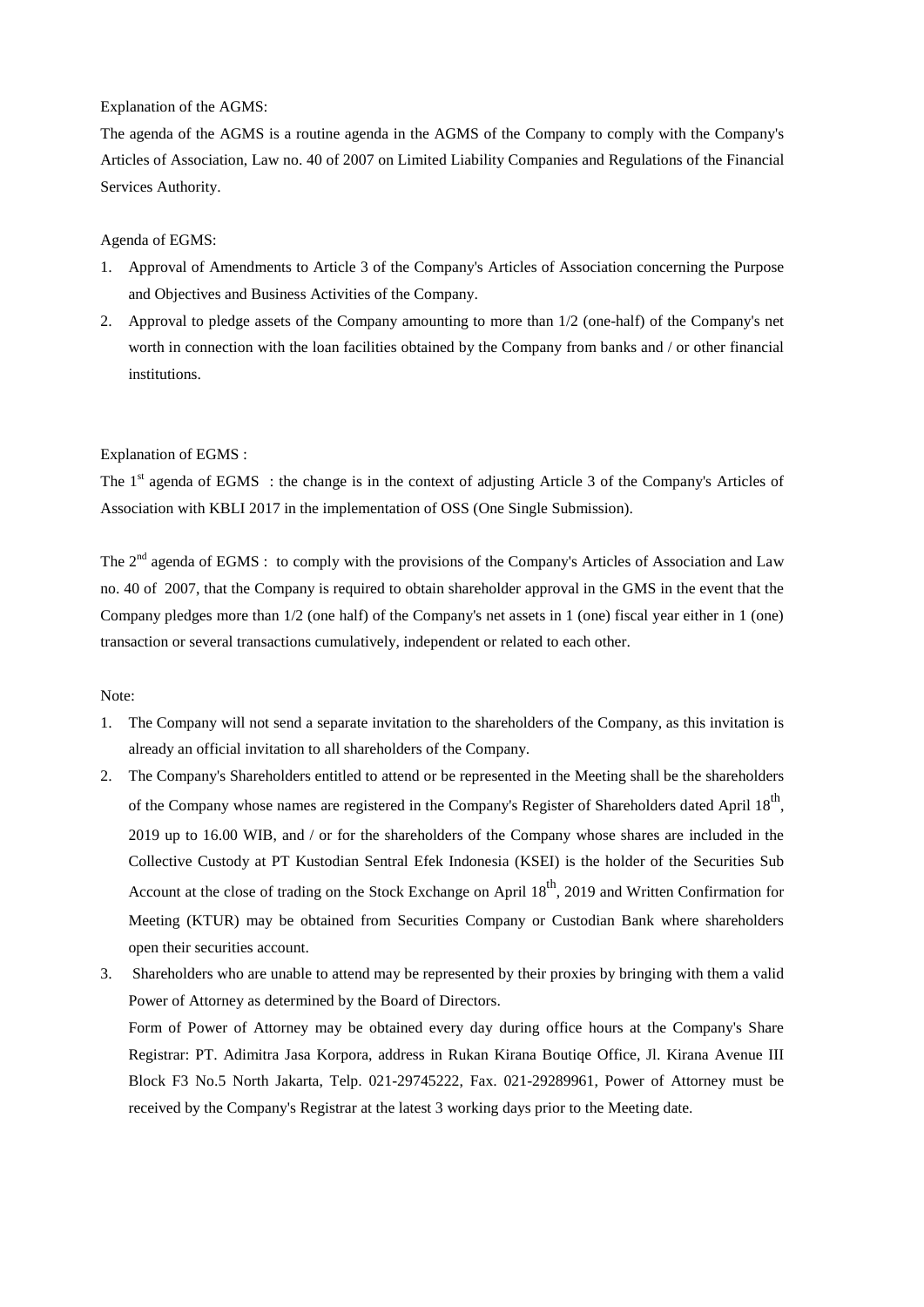Explanation of the AGMS:

The agenda of the AGMS is a routine agenda in the AGMS of the Company to comply with the Company's Articles of Association, Law no. 40 of 2007 on Limited Liability Companies and Regulations of the Financial Services Authority.

Agenda of EGMS:

1. Approval of Amendments to Article 3 of the Company's Articles of Association concerning the Purpose and Objectives and Business Activities of the Company.
2. Approval to pledge assets of the Company amounting to more than 1/2 (one-half) of the Company's net worth in connection with the loan facilities obtained by the Company from banks and / or other financial institutions.

Explanation of EGMS :

The 1st agenda of EGMS : the change is in the context of adjusting Article 3 of the Company's Articles of Association with KBLI 2017 in the implementation of OSS (One Single Submission).

The 2nd agenda of EGMS : to comply with the provisions of the Company's Articles of Association and Law no. 40 of 2007, that the Company is required to obtain shareholder approval in the GMS in the event that the Company pledges more than 1/2 (one half) of the Company's net assets in 1 (one) fiscal year either in 1 (one) transaction or several transactions cumulatively, independent or related to each other.

Note:

1. The Company will not send a separate invitation to the shareholders of the Company, as this invitation is already an official invitation to all shareholders of the Company.
2. The Company's Shareholders entitled to attend or be represented in the Meeting shall be the shareholders of the Company whose names are registered in the Company's Register of Shareholders dated April 18th, 2019 up to 16.00 WIB, and / or for the shareholders of the Company whose shares are included in the Collective Custody at PT Kustodian Sentral Efek Indonesia (KSEI) is the holder of the Securities Sub Account at the close of trading on the Stock Exchange on April 18th, 2019 and Written Confirmation for Meeting (KTUR) may be obtained from Securities Company or Custodian Bank where shareholders open their securities account.
3. Shareholders who are unable to attend may be represented by their proxies by bringing with them a valid Power of Attorney as determined by the Board of Directors.

   Form of Power of Attorney may be obtained every day during office hours at the Company's Share Registrar: PT. Adimitra Jasa Korpora, address in Rukan Kirana Boutiqe Office, Jl. Kirana Avenue III Block F3 No.5 North Jakarta, Telp. 021-29745222, Fax. 021-29289961, Power of Attorney must be received by the Company's Registrar at the latest 3 working days prior to the Meeting date.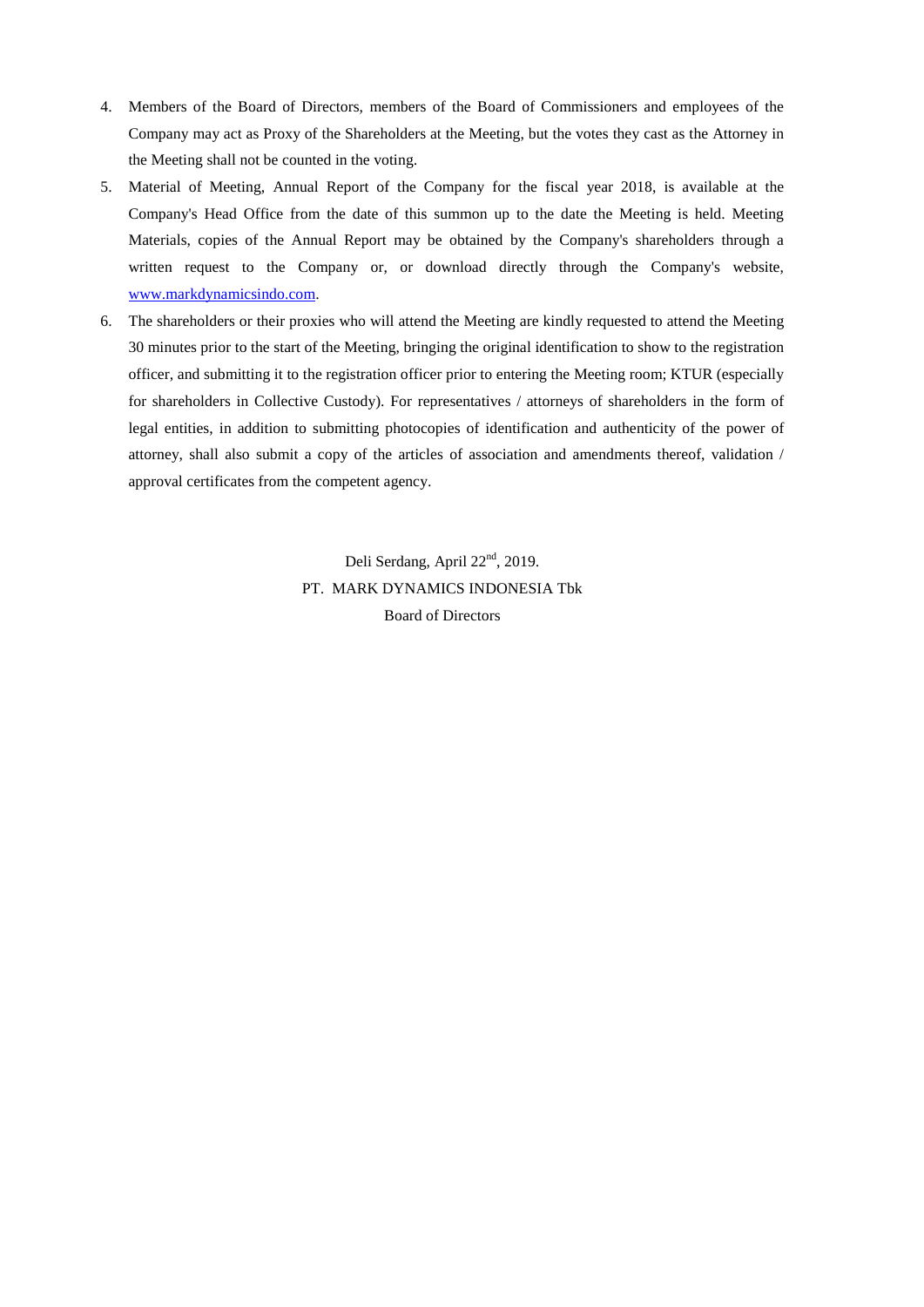4. Members of the Board of Directors, members of the Board of Commissioners and employees of the Company may act as Proxy of the Shareholders at the Meeting, but the votes they cast as the Attorney in the Meeting shall not be counted in the voting.
5. Material of Meeting, Annual Report of the Company for the fiscal year 2018, is available at the Company's Head Office from the date of this summon up to the date the Meeting is held. Meeting Materials, copies of the Annual Report may be obtained by the Company's shareholders through a written request to the Company or, or download directly through the Company's website, [www.markdynamicsindo.com](http://www.markdynamicsindo.com).
6. The shareholders or their proxies who will attend the Meeting are kindly requested to attend the Meeting 30 minutes prior to the start of the Meeting, bringing the original identification to show to the registration officer, and submitting it to the registration officer prior to entering the Meeting room; KTUR (especially for shareholders in Collective Custody). For representatives / attorneys of shareholders in the form of legal entities, in addition to submitting photocopies of identification and authenticity of the power of attorney, shall also submit a copy of the articles of association and amendments thereof, validation / approval certificates from the competent agency.

Deli Serdang, April 22nd, 2019.
PT. MARK DYNAMICS INDONESIA Tbk
Board of Directors